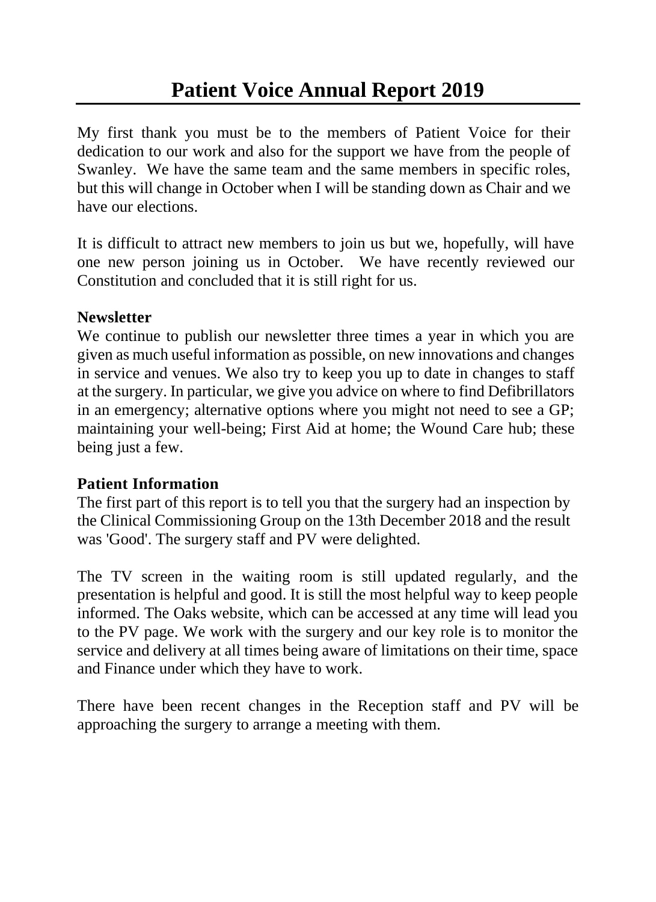# Patient Voice Annual Report 2019

My first thank you must be to the members of Patient Voice for their dedication to our work and also for the support we have from the people of Swanley. We have the same team and the same members in specific roles, but this will change in October when I will be standing down as Chair and we have our elections.

It is difficult to attract new members to join us but we, hopefully, will have one new person joining us in October. We have recently reviewed our Constitution and concluded that it is still right for us.

**Newsletter**

We continue to publish our newsletter three times a year in which you are given as much useful information as possible, on new innovations and changes in service and venues. We also try to keep you up to date in changes to staff at the surgery. In particular, we give you advice on where to find Defibrillators in an emergency; alternative options where you might not need to see a GP; maintaining your well-being; First Aid at home; the Wound Care hub; these being just a few.

**Patient Information**

The first part of this report is to tell you that the surgery had an inspection by the Clinical Commissioning Group on the 13th December 2018 and the result was 'Good'. The surgery staff and PV were delighted.

The TV screen in the waiting room is still updated regularly, and the presentation is helpful and good. It is still the most helpful way to keep people informed. The Oaks website, which can be accessed at any time will lead you to the PV page. We work with the surgery and our key role is to monitor the service and delivery at all times being aware of limitations on their time, space and Finance under which they have to work.

There have been recent changes in the Reception staff and PV will be approaching the surgery to arrange a meeting with them.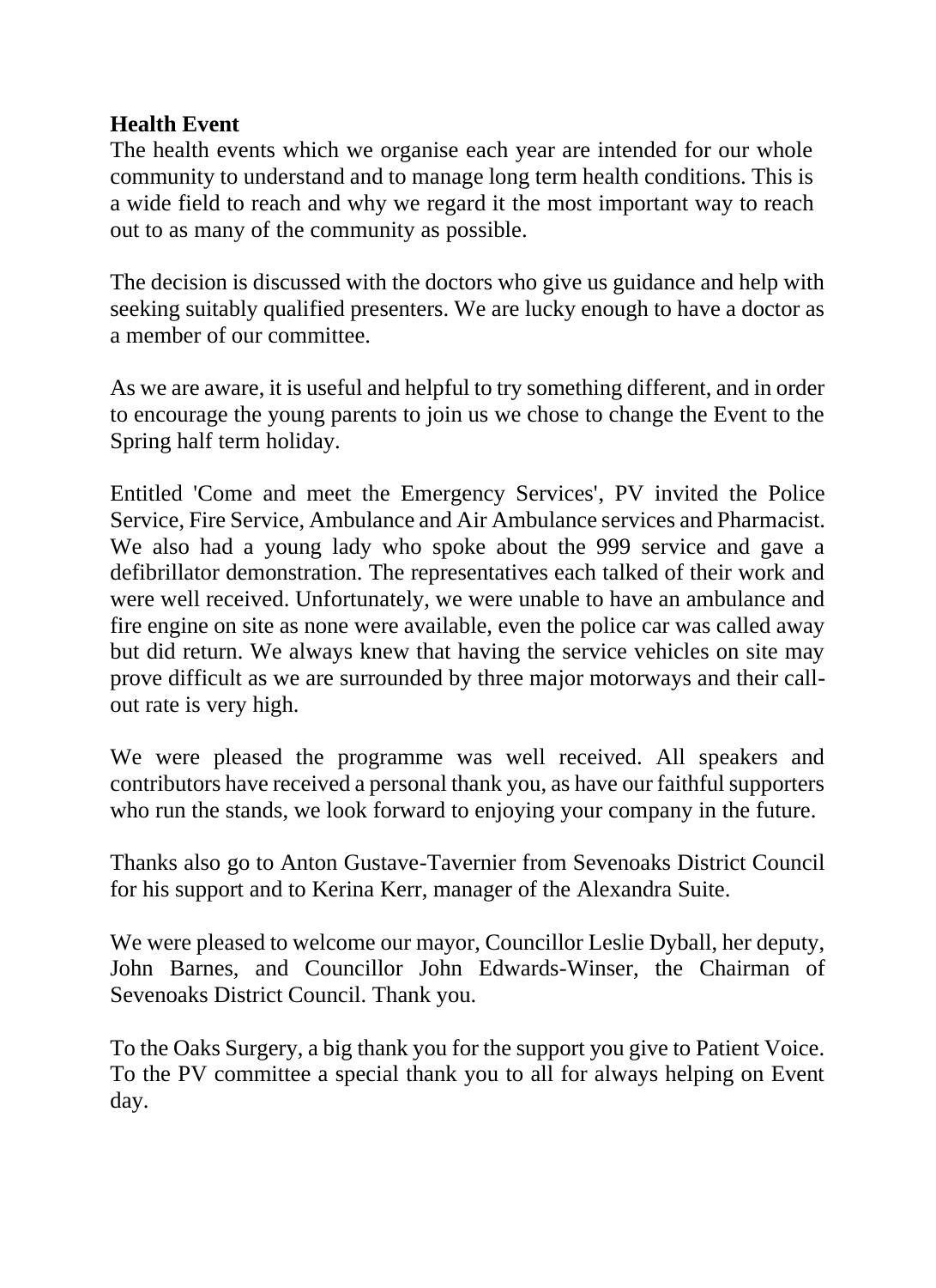**Health Event**

The health events which we organise each year are intended for our whole community to understand and to manage long term health conditions. This is a wide field to reach and why we regard it the most important way to reach out to as many of the community as possible.

The decision is discussed with the doctors who give us guidance and help with seeking suitably qualified presenters. We are lucky enough to have a doctor as a member of our committee.

As we are aware, it is useful and helpful to try something different, and in order to encourage the young parents to join us we chose to change the Event to the Spring half term holiday.

Entitled 'Come and meet the Emergency Services', PV invited the Police Service, Fire Service, Ambulance and Air Ambulance services and Pharmacist. We also had a young lady who spoke about the 999 service and gave a defibrillator demonstration. The representatives each talked of their work and were well received. Unfortunately, we were unable to have an ambulance and fire engine on site as none were available, even the police car was called away but did return. We always knew that having the service vehicles on site may prove difficult as we are surrounded by three major motorways and their call-out rate is very high.

We were pleased the programme was well received. All speakers and contributors have received a personal thank you, as have our faithful supporters who run the stands, we look forward to enjoying your company in the future.

Thanks also go to Anton Gustave-Tavernier from Sevenoaks District Council for his support and to Kerina Kerr, manager of the Alexandra Suite.

We were pleased to welcome our mayor, Councillor Leslie Dyball, her deputy, John Barnes, and Councillor John Edwards-Winser, the Chairman of Sevenoaks District Council. Thank you.

To the Oaks Surgery, a big thank you for the support you give to Patient Voice. To the PV committee a special thank you to all for always helping on Event day.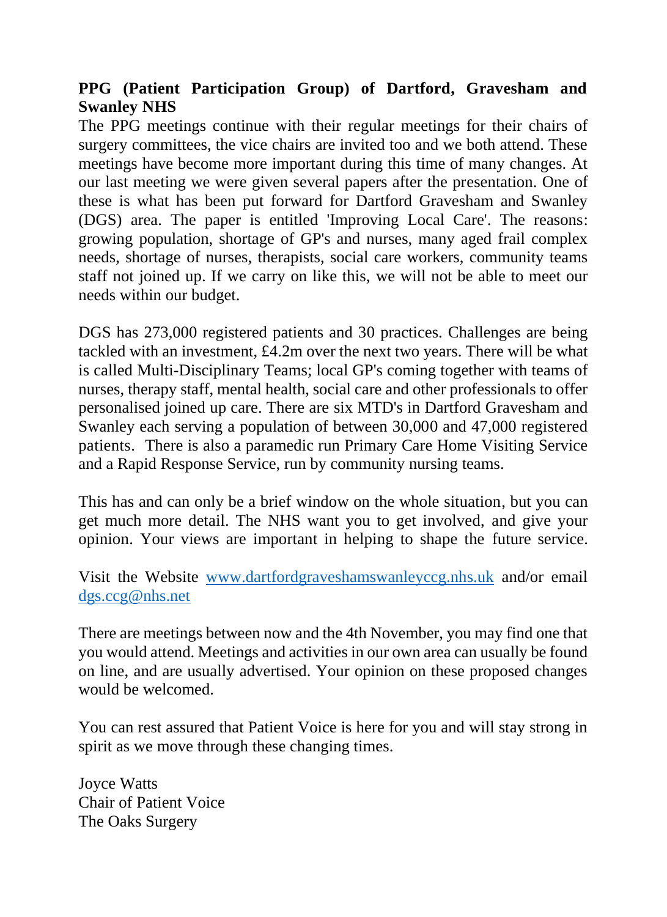**PPG (Patient Participation Group) of Dartford, Gravesham and Swanley NHS**

The PPG meetings continue with their regular meetings for their chairs of surgery committees, the vice chairs are invited too and we both attend. These meetings have become more important during this time of many changes. At our last meeting we were given several papers after the presentation. One of these is what has been put forward for Dartford Gravesham and Swanley (DGS) area. The paper is entitled 'Improving Local Care'. The reasons: growing population, shortage of GP's and nurses, many aged frail complex needs, shortage of nurses, therapists, social care workers, community teams staff not joined up. If we carry on like this, we will not be able to meet our needs within our budget.

DGS has 273,000 registered patients and 30 practices. Challenges are being tackled with an investment, £4.2m over the next two years. There will be what is called Multi-Disciplinary Teams; local GP's coming together with teams of nurses, therapy staff, mental health, social care and other professionals to offer personalised joined up care. There are six MTD's in Dartford Gravesham and Swanley each serving a population of between 30,000 and 47,000 registered patients. There is also a paramedic run Primary Care Home Visiting Service and a Rapid Response Service, run by community nursing teams.

This has and can only be a brief window on the whole situation, but you can get much more detail. The NHS want you to get involved, and give your opinion. Your views are important in helping to shape the future service.

Visit the Website [www.dartfordgraveshamswanleyccg.nhs.uk](http://www.dartfordgraveshamswanleyccg.nhs.uk) and/or email [dgs.ccg@nhs.net](mailto:dgs.ccg@nhs.net)

There are meetings between now and the 4th November, you may find one that you would attend. Meetings and activities in our own area can usually be found on line, and are usually advertised. Your opinion on these proposed changes would be welcomed.

You can rest assured that Patient Voice is here for you and will stay strong in spirit as we move through these changing times.

Joyce Watts
Chair of Patient Voice
The Oaks Surgery